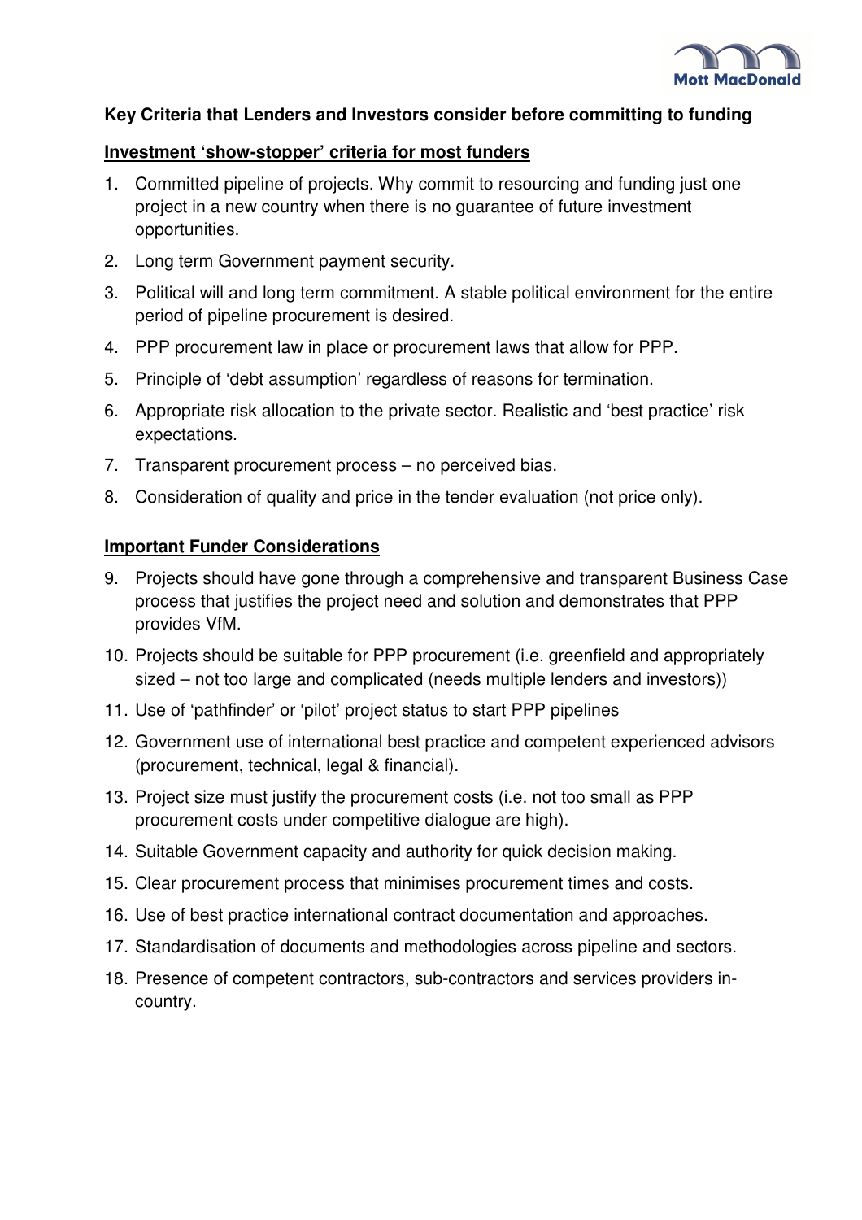**Key Criteria that Lenders and Investors consider before committing to funding**

**Investment 'show-stopper' criteria for most funders**

1. Committed pipeline of projects. Why commit to resourcing and funding just one project in a new country when there is no guarantee of future investment opportunities.
2. Long term Government payment security.
3. Political will and long term commitment. A stable political environment for the entire period of pipeline procurement is desired.
4. PPP procurement law in place or procurement laws that allow for PPP.
5. Principle of 'debt assumption' regardless of reasons for termination.
6. Appropriate risk allocation to the private sector. Realistic and 'best practice' risk expectations.
7. Transparent procurement process – no perceived bias.
8. Consideration of quality and price in the tender evaluation (not price only).

**Important Funder Considerations**

9. Projects should have gone through a comprehensive and transparent Business Case process that justifies the project need and solution and demonstrates that PPP provides VfM.
10. Projects should be suitable for PPP procurement (i.e. greenfield and appropriately sized – not too large and complicated (needs multiple lenders and investors))
11. Use of 'pathfinder' or 'pilot' project status to start PPP pipelines
12. Government use of international best practice and competent experienced advisors (procurement, technical, legal & financial).
13. Project size must justify the procurement costs (i.e. not too small as PPP procurement costs under competitive dialogue are high).
14. Suitable Government capacity and authority for quick decision making.
15. Clear procurement process that minimises procurement times and costs.
16. Use of best practice international contract documentation and approaches.
17. Standardisation of documents and methodologies across pipeline and sectors.
18. Presence of competent contractors, sub-contractors and services providers in-country.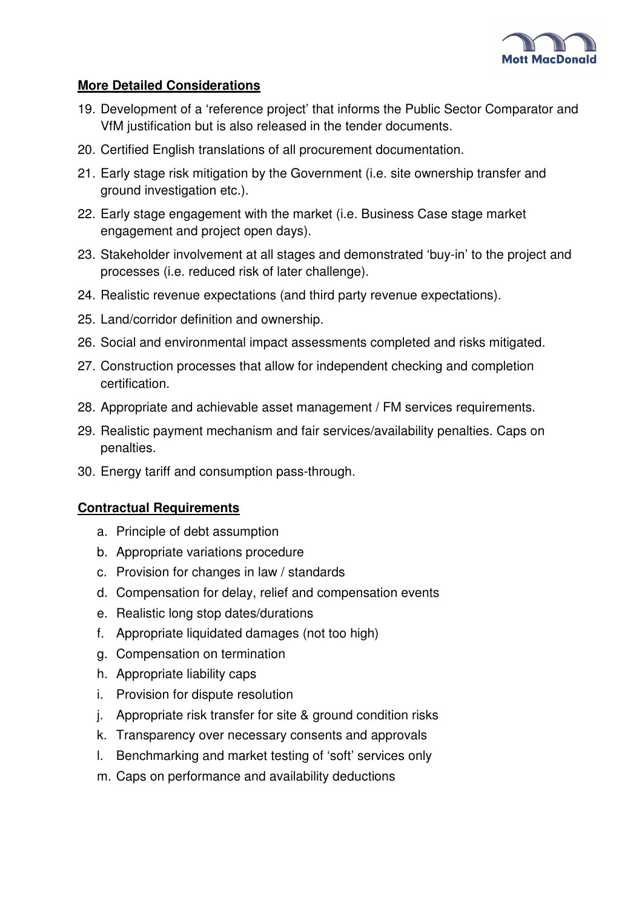**More Detailed Considerations**

19. Development of a 'reference project' that informs the Public Sector Comparator and VfM justification but is also released in the tender documents.
20. Certified English translations of all procurement documentation.
21. Early stage risk mitigation by the Government (i.e. site ownership transfer and ground investigation etc.).
22. Early stage engagement with the market (i.e. Business Case stage market engagement and project open days).
23. Stakeholder involvement at all stages and demonstrated 'buy-in' to the project and processes (i.e. reduced risk of later challenge).
24. Realistic revenue expectations (and third party revenue expectations).
25. Land/corridor definition and ownership.
26. Social and environmental impact assessments completed and risks mitigated.
27. Construction processes that allow for independent checking and completion certification.
28. Appropriate and achievable asset management / FM services requirements.
29. Realistic payment mechanism and fair services/availability penalties. Caps on penalties.
30. Energy tariff and consumption pass-through.

**Contractual Requirements**

a. Principle of debt assumption
b. Appropriate variations procedure
c. Provision for changes in law / standards
d. Compensation for delay, relief and compensation events
e. Realistic long stop dates/durations
f. Appropriate liquidated damages (not too high)
g. Compensation on termination
h. Appropriate liability caps
i. Provision for dispute resolution
j. Appropriate risk transfer for site & ground condition risks
k. Transparency over necessary consents and approvals
l. Benchmarking and market testing of 'soft' services only
m. Caps on performance and availability deductions